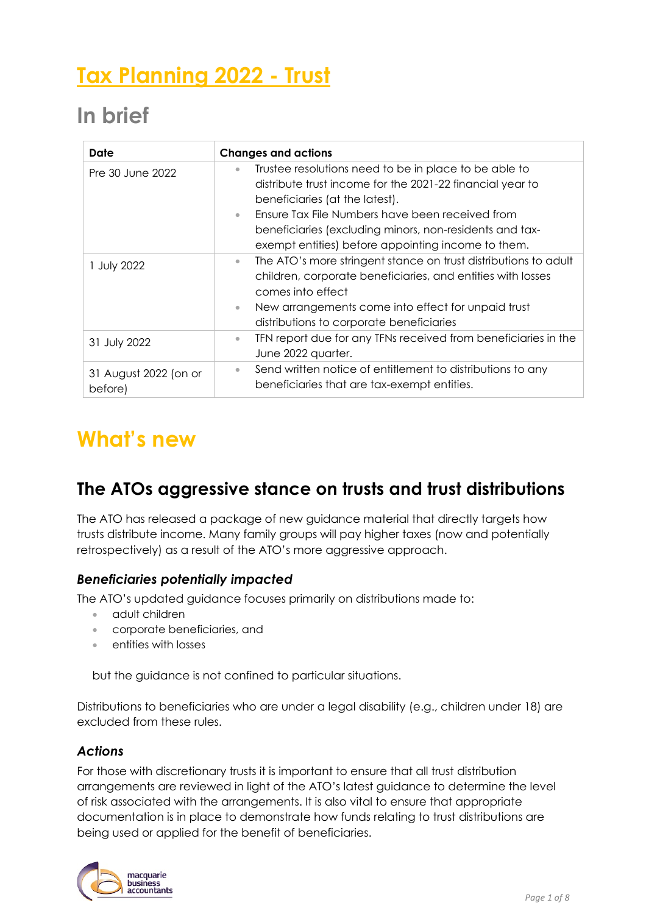# Tax Planning 2022 - Trust

## In brief

| Date | Changes and actions |
| --- | --- |
| Pre 30 June 2022 | • Trustee resolutions need to be in place to be able to distribute trust income for the 2021-22 financial year to beneficiaries (at the latest).<br>• Ensure Tax File Numbers have been received from beneficiaries (excluding minors, non-residents and tax-exempt entities) before appointing income to them. |
| 1 July 2022 | • The ATO's more stringent stance on trust distributions to adult children, corporate beneficiaries, and entities with losses comes into effect<br>• New arrangements come into effect for unpaid trust distributions to corporate beneficiaries |
| 31 July 2022 | • TFN report due for any TFNs received from beneficiaries in the June 2022 quarter. |
| 31 August 2022 (on or before) | • Send written notice of entitlement to distributions to any beneficiaries that are tax-exempt entities. |

## What's new

### The ATOs aggressive stance on trusts and trust distributions

The ATO has released a package of new guidance material that directly targets how trusts distribute income. Many family groups will pay higher taxes (now and potentially retrospectively) as a result of the ATO's more aggressive approach.

#### *Beneficiaries potentially impacted*

The ATO's updated guidance focuses primarily on distributions made to:

- adult children
- corporate beneficiaries, and
- entities with losses

but the guidance is not confined to particular situations.

Distributions to beneficiaries who are under a legal disability (e.g., children under 18) are excluded from these rules.

#### *Actions*

For those with discretionary trusts it is important to ensure that all trust distribution arrangements are reviewed in light of the ATO's latest guidance to determine the level of risk associated with the arrangements. It is also vital to ensure that appropriate documentation is in place to demonstrate how funds relating to trust distributions are being used or applied for the benefit of beneficiaries.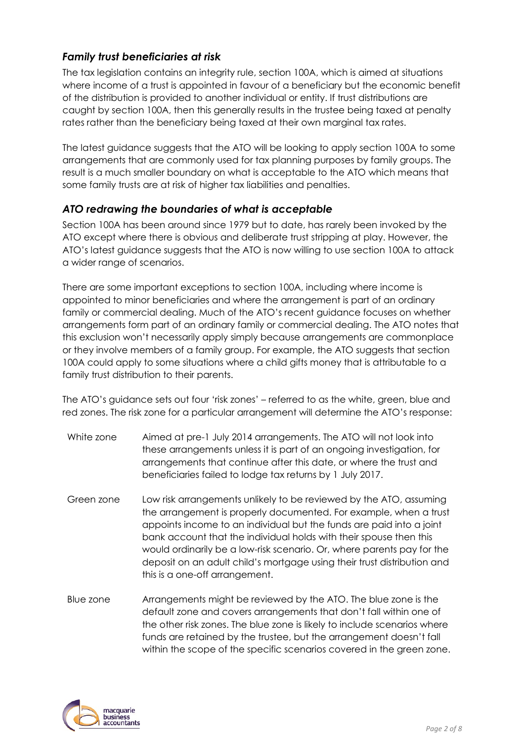## *Family trust beneficiaries at risk*

The tax legislation contains an integrity rule, section 100A, which is aimed at situations where income of a trust is appointed in favour of a beneficiary but the economic benefit of the distribution is provided to another individual or entity. If trust distributions are caught by section 100A, then this generally results in the trustee being taxed at penalty rates rather than the beneficiary being taxed at their own marginal tax rates.

The latest guidance suggests that the ATO will be looking to apply section 100A to some arrangements that are commonly used for tax planning purposes by family groups. The result is a much smaller boundary on what is acceptable to the ATO which means that some family trusts are at risk of higher tax liabilities and penalties.

## *ATO redrawing the boundaries of what is acceptable*

Section 100A has been around since 1979 but to date, has rarely been invoked by the ATO except where there is obvious and deliberate trust stripping at play. However, the ATO's latest guidance suggests that the ATO is now willing to use section 100A to attack a wider range of scenarios.

There are some important exceptions to section 100A, including where income is appointed to minor beneficiaries and where the arrangement is part of an ordinary family or commercial dealing. Much of the ATO's recent guidance focuses on whether arrangements form part of an ordinary family or commercial dealing. The ATO notes that this exclusion won't necessarily apply simply because arrangements are commonplace or they involve members of a family group. For example, the ATO suggests that section 100A could apply to some situations where a child gifts money that is attributable to a family trust distribution to their parents.

The ATO's guidance sets out four 'risk zones' – referred to as the white, green, blue and red zones. The risk zone for a particular arrangement will determine the ATO's response:

| | |
|---|---|
| White zone | Aimed at pre-1 July 2014 arrangements. The ATO will not look into these arrangements unless it is part of an ongoing investigation, for arrangements that continue after this date, or where the trust and beneficiaries failed to lodge tax returns by 1 July 2017. |
| Green zone | Low risk arrangements unlikely to be reviewed by the ATO, assuming the arrangement is properly documented. For example, when a trust appoints income to an individual but the funds are paid into a joint bank account that the individual holds with their spouse then this would ordinarily be a low-risk scenario. Or, where parents pay for the deposit on an adult child's mortgage using their trust distribution and this is a one-off arrangement. |
| Blue zone | Arrangements might be reviewed by the ATO. The blue zone is the default zone and covers arrangements that don't fall within one of the other risk zones. The blue zone is likely to include scenarios where funds are retained by the trustee, but the arrangement doesn't fall within the scope of the specific scenarios covered in the green zone. |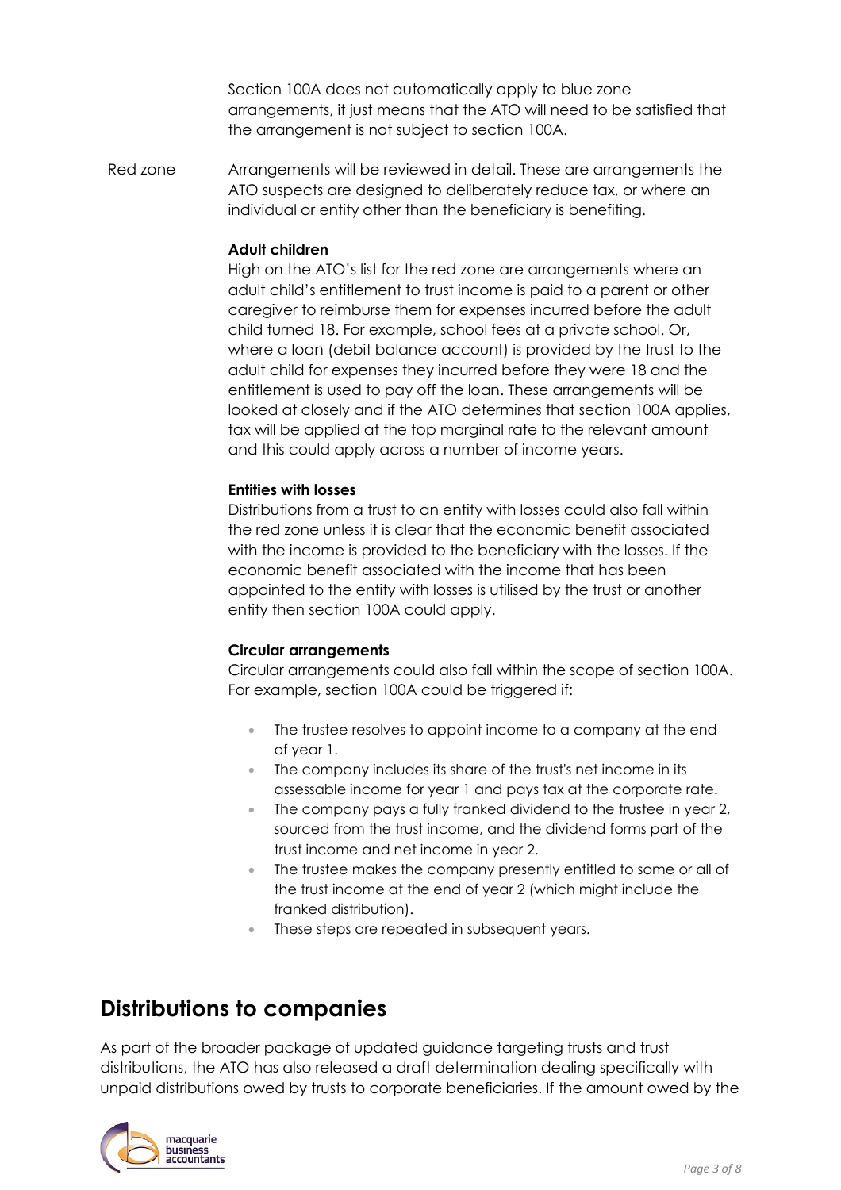Section 100A does not automatically apply to blue zone arrangements, it just means that the ATO will need to be satisfied that the arrangement is not subject to section 100A.

Red zone

Arrangements will be reviewed in detail. These are arrangements the ATO suspects are designed to deliberately reduce tax, or where an individual or entity other than the beneficiary is benefiting.

**Adult children**

High on the ATO's list for the red zone are arrangements where an adult child's entitlement to trust income is paid to a parent or other caregiver to reimburse them for expenses incurred before the adult child turned 18. For example, school fees at a private school. Or, where a loan (debit balance account) is provided by the trust to the adult child for expenses they incurred before they were 18 and the entitlement is used to pay off the loan. These arrangements will be looked at closely and if the ATO determines that section 100A applies, tax will be applied at the top marginal rate to the relevant amount and this could apply across a number of income years.

**Entities with losses**

Distributions from a trust to an entity with losses could also fall within the red zone unless it is clear that the economic benefit associated with the income is provided to the beneficiary with the losses. If the economic benefit associated with the income that has been appointed to the entity with losses is utilised by the trust or another entity then section 100A could apply.

**Circular arrangements**

Circular arrangements could also fall within the scope of section 100A. For example, section 100A could be triggered if:

- The trustee resolves to appoint income to a company at the end of year 1.
- The company includes its share of the trust's net income in its assessable income for year 1 and pays tax at the corporate rate.
- The company pays a fully franked dividend to the trustee in year 2, sourced from the trust income, and the dividend forms part of the trust income and net income in year 2.
- The trustee makes the company presently entitled to some or all of the trust income at the end of year 2 (which might include the franked distribution).
- These steps are repeated in subsequent years.

## Distributions to companies

As part of the broader package of updated guidance targeting trusts and trust distributions, the ATO has also released a draft determination dealing specifically with unpaid distributions owed by trusts to corporate beneficiaries. If the amount owed by the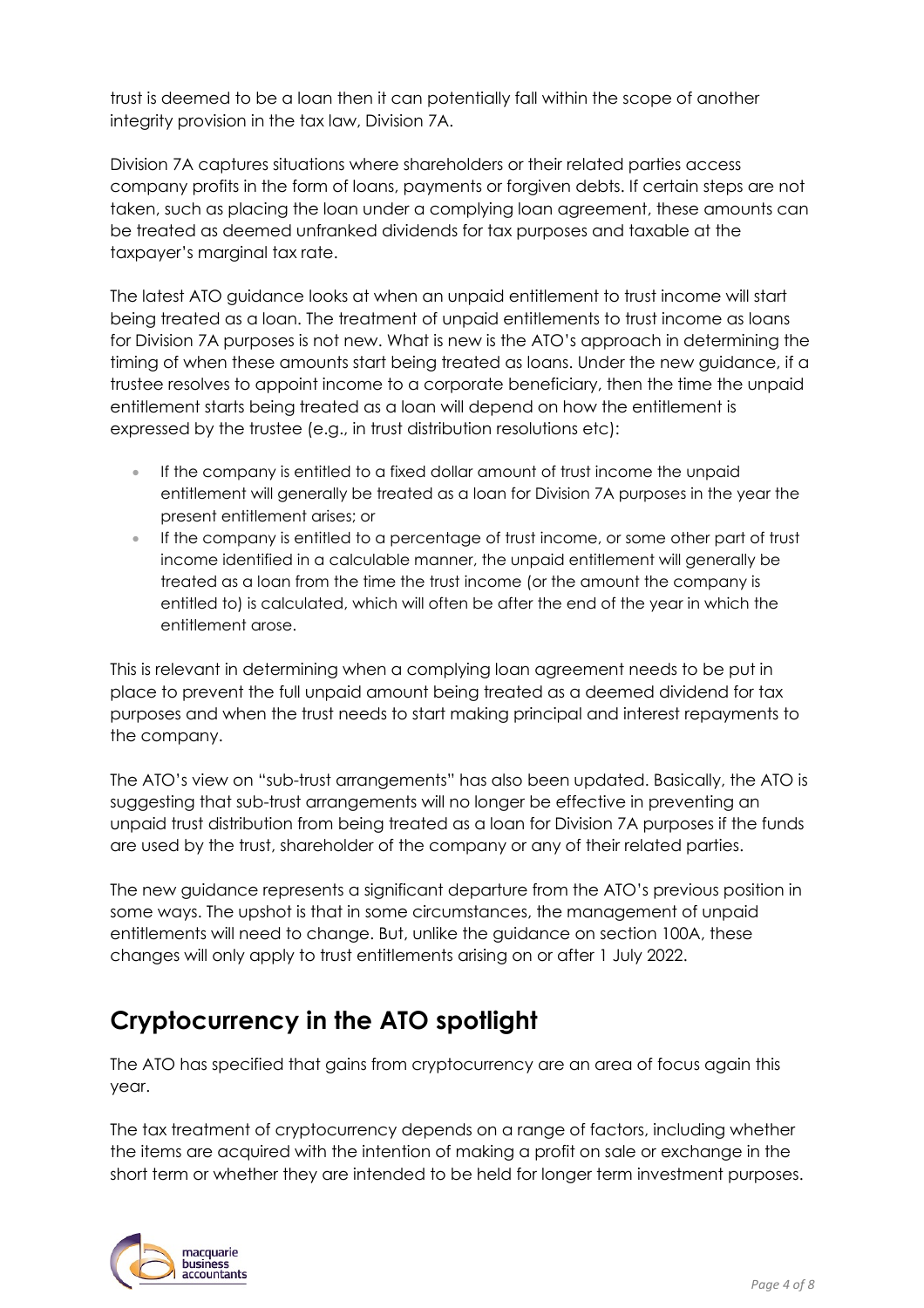trust is deemed to be a loan then it can potentially fall within the scope of another integrity provision in the tax law, Division 7A.

Division 7A captures situations where shareholders or their related parties access company profits in the form of loans, payments or forgiven debts. If certain steps are not taken, such as placing the loan under a complying loan agreement, these amounts can be treated as deemed unfranked dividends for tax purposes and taxable at the taxpayer's marginal tax rate.

The latest ATO guidance looks at when an unpaid entitlement to trust income will start being treated as a loan. The treatment of unpaid entitlements to trust income as loans for Division 7A purposes is not new. What is new is the ATO's approach in determining the timing of when these amounts start being treated as loans. Under the new guidance, if a trustee resolves to appoint income to a corporate beneficiary, then the time the unpaid entitlement starts being treated as a loan will depend on how the entitlement is expressed by the trustee (e.g., in trust distribution resolutions etc):

- If the company is entitled to a fixed dollar amount of trust income the unpaid entitlement will generally be treated as a loan for Division 7A purposes in the year the present entitlement arises; or
- If the company is entitled to a percentage of trust income, or some other part of trust income identified in a calculable manner, the unpaid entitlement will generally be treated as a loan from the time the trust income (or the amount the company is entitled to) is calculated, which will often be after the end of the year in which the entitlement arose.

This is relevant in determining when a complying loan agreement needs to be put in place to prevent the full unpaid amount being treated as a deemed dividend for tax purposes and when the trust needs to start making principal and interest repayments to the company.

The ATO's view on "sub-trust arrangements" has also been updated. Basically, the ATO is suggesting that sub-trust arrangements will no longer be effective in preventing an unpaid trust distribution from being treated as a loan for Division 7A purposes if the funds are used by the trust, shareholder of the company or any of their related parties.

The new guidance represents a significant departure from the ATO's previous position in some ways. The upshot is that in some circumstances, the management of unpaid entitlements will need to change. But, unlike the guidance on section 100A, these changes will only apply to trust entitlements arising on or after 1 July 2022.

## Cryptocurrency in the ATO spotlight

The ATO has specified that gains from cryptocurrency are an area of focus again this year.

The tax treatment of cryptocurrency depends on a range of factors, including whether the items are acquired with the intention of making a profit on sale or exchange in the short term or whether they are intended to be held for longer term investment purposes.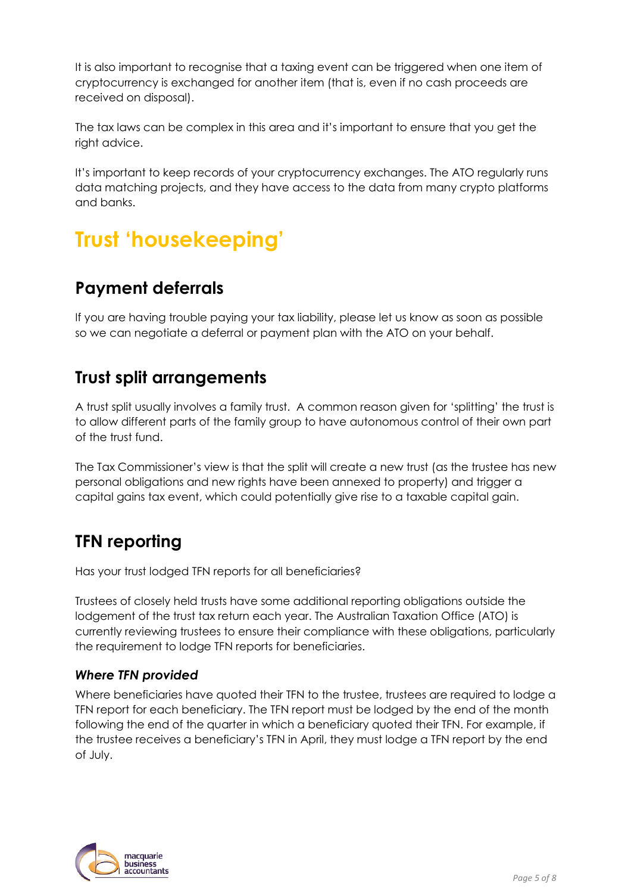It is also important to recognise that a taxing event can be triggered when one item of cryptocurrency is exchanged for another item (that is, even if no cash proceeds are received on disposal).

The tax laws can be complex in this area and it's important to ensure that you get the right advice.

It's important to keep records of your cryptocurrency exchanges. The ATO regularly runs data matching projects, and they have access to the data from many crypto platforms and banks.

# Trust 'housekeeping'

## Payment deferrals

If you are having trouble paying your tax liability, please let us know as soon as possible so we can negotiate a deferral or payment plan with the ATO on your behalf.

## Trust split arrangements

A trust split usually involves a family trust. A common reason given for 'splitting' the trust is to allow different parts of the family group to have autonomous control of their own part of the trust fund.

The Tax Commissioner's view is that the split will create a new trust (as the trustee has new personal obligations and new rights have been annexed to property) and trigger a capital gains tax event, which could potentially give rise to a taxable capital gain.

## TFN reporting

Has your trust lodged TFN reports for all beneficiaries?

Trustees of closely held trusts have some additional reporting obligations outside the lodgement of the trust tax return each year. The Australian Taxation Office (ATO) is currently reviewing trustees to ensure their compliance with these obligations, particularly the requirement to lodge TFN reports for beneficiaries.

### *Where TFN provided*

Where beneficiaries have quoted their TFN to the trustee, trustees are required to lodge a TFN report for each beneficiary. The TFN report must be lodged by the end of the month following the end of the quarter in which a beneficiary quoted their TFN. For example, if the trustee receives a beneficiary's TFN in April, they must lodge a TFN report by the end of July.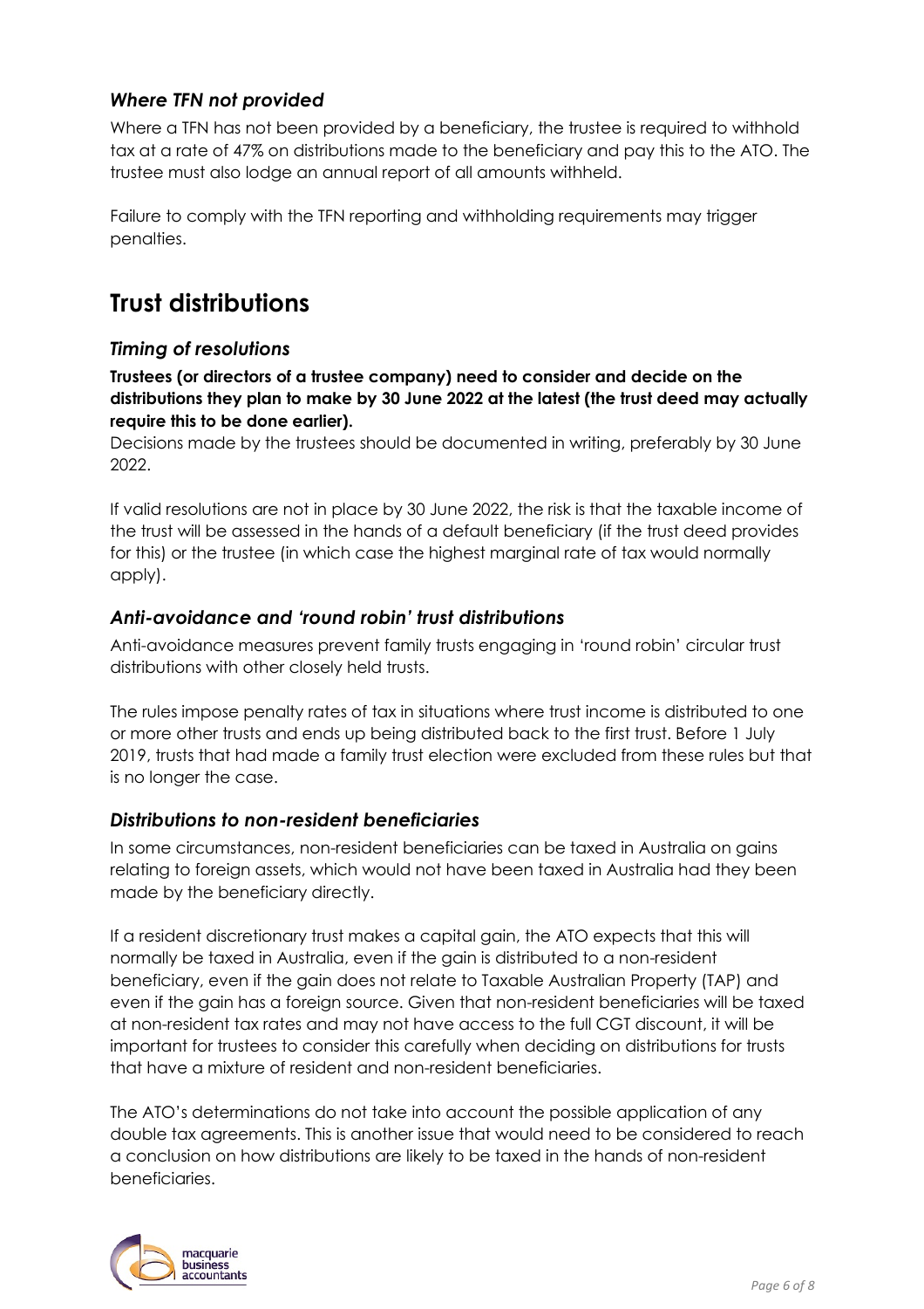### *Where TFN not provided*

Where a TFN has not been provided by a beneficiary, the trustee is required to withhold tax at a rate of 47% on distributions made to the beneficiary and pay this to the ATO. The trustee must also lodge an annual report of all amounts withheld.

Failure to comply with the TFN reporting and withholding requirements may trigger penalties.

## Trust distributions

### *Timing of resolutions*

**Trustees (or directors of a trustee company) need to consider and decide on the distributions they plan to make by 30 June 2022 at the latest (the trust deed may actually require this to be done earlier).**

Decisions made by the trustees should be documented in writing, preferably by 30 June 2022.

If valid resolutions are not in place by 30 June 2022, the risk is that the taxable income of the trust will be assessed in the hands of a default beneficiary (if the trust deed provides for this) or the trustee (in which case the highest marginal rate of tax would normally apply).

### *Anti-avoidance and 'round robin' trust distributions*

Anti-avoidance measures prevent family trusts engaging in 'round robin' circular trust distributions with other closely held trusts.

The rules impose penalty rates of tax in situations where trust income is distributed to one or more other trusts and ends up being distributed back to the first trust. Before 1 July 2019, trusts that had made a family trust election were excluded from these rules but that is no longer the case.

### *Distributions to non-resident beneficiaries*

In some circumstances, non-resident beneficiaries can be taxed in Australia on gains relating to foreign assets, which would not have been taxed in Australia had they been made by the beneficiary directly.

If a resident discretionary trust makes a capital gain, the ATO expects that this will normally be taxed in Australia, even if the gain is distributed to a non-resident beneficiary, even if the gain does not relate to Taxable Australian Property (TAP) and even if the gain has a foreign source. Given that non-resident beneficiaries will be taxed at non-resident tax rates and may not have access to the full CGT discount, it will be important for trustees to consider this carefully when deciding on distributions for trusts that have a mixture of resident and non-resident beneficiaries.

The ATO's determinations do not take into account the possible application of any double tax agreements. This is another issue that would need to be considered to reach a conclusion on how distributions are likely to be taxed in the hands of non-resident beneficiaries.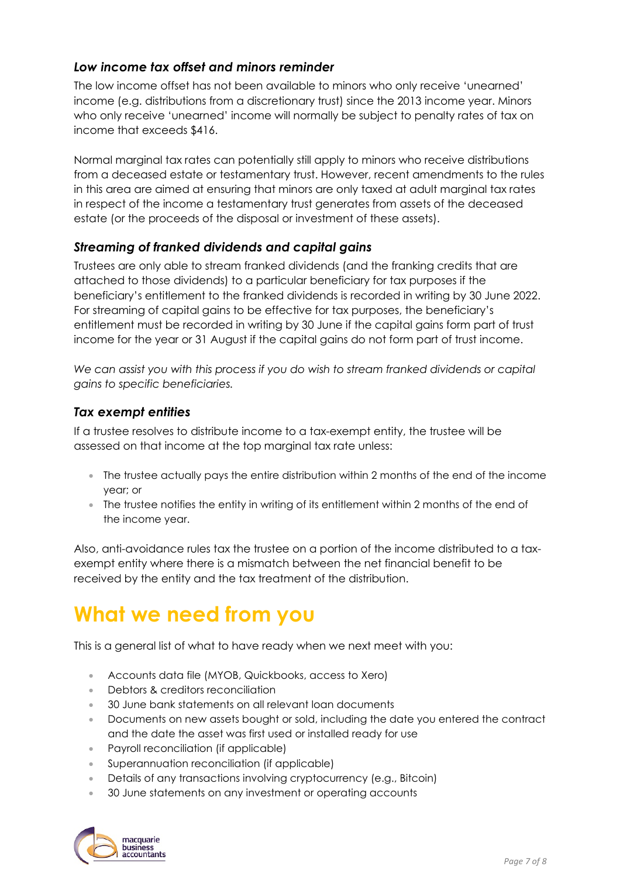### *Low income tax offset and minors reminder*

The low income offset has not been available to minors who only receive 'unearned' income (e.g. distributions from a discretionary trust) since the 2013 income year. Minors who only receive 'unearned' income will normally be subject to penalty rates of tax on income that exceeds $416.

Normal marginal tax rates can potentially still apply to minors who receive distributions from a deceased estate or testamentary trust. However, recent amendments to the rules in this area are aimed at ensuring that minors are only taxed at adult marginal tax rates in respect of the income a testamentary trust generates from assets of the deceased estate (or the proceeds of the disposal or investment of these assets).

### *Streaming of franked dividends and capital gains*

Trustees are only able to stream franked dividends (and the franking credits that are attached to those dividends) to a particular beneficiary for tax purposes if the beneficiary's entitlement to the franked dividends is recorded in writing by 30 June 2022. For streaming of capital gains to be effective for tax purposes, the beneficiary's entitlement must be recorded in writing by 30 June if the capital gains form part of trust income for the year or 31 August if the capital gains do not form part of trust income.

*We can assist you with this process if you do wish to stream franked dividends or capital gains to specific beneficiaries.*

### *Tax exempt entities*

If a trustee resolves to distribute income to a tax-exempt entity, the trustee will be assessed on that income at the top marginal tax rate unless:

- The trustee actually pays the entire distribution within 2 months of the end of the income year; or
- The trustee notifies the entity in writing of its entitlement within 2 months of the end of the income year.

Also, anti-avoidance rules tax the trustee on a portion of the income distributed to a tax-exempt entity where there is a mismatch between the net financial benefit to be received by the entity and the tax treatment of the distribution.

# What we need from you

This is a general list of what to have ready when we next meet with you:

- Accounts data file (MYOB, Quickbooks, access to Xero)
- Debtors & creditors reconciliation
- 30 June bank statements on all relevant loan documents
- Documents on new assets bought or sold, including the date you entered the contract and the date the asset was first used or installed ready for use
- Payroll reconciliation (if applicable)
- Superannuation reconciliation (if applicable)
- Details of any transactions involving cryptocurrency (e.g., Bitcoin)
- 30 June statements on any investment or operating accounts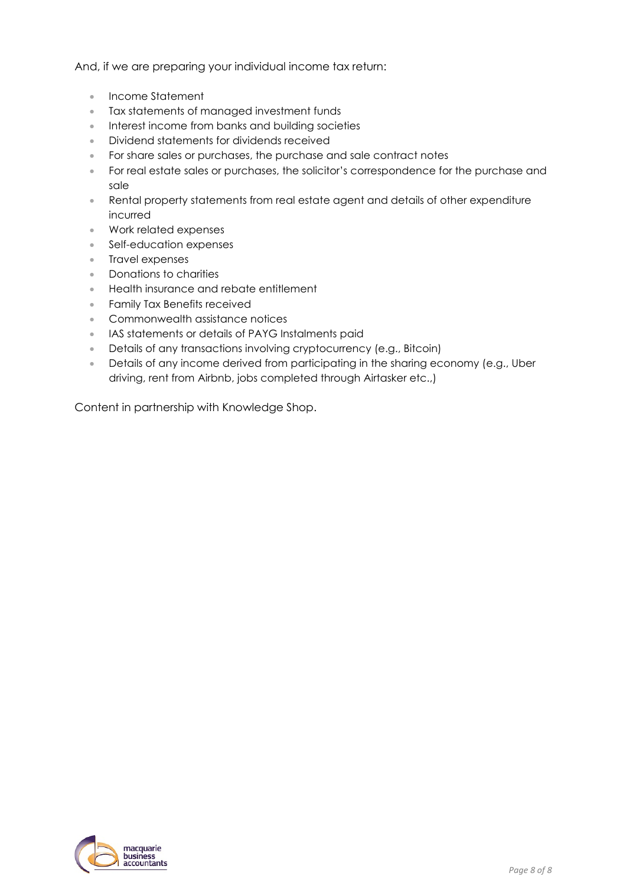And, if we are preparing your individual income tax return:

- Income Statement
- Tax statements of managed investment funds
- Interest income from banks and building societies
- Dividend statements for dividends received
- For share sales or purchases, the purchase and sale contract notes
- For real estate sales or purchases, the solicitor's correspondence for the purchase and sale
- Rental property statements from real estate agent and details of other expenditure incurred
- Work related expenses
- Self-education expenses
- Travel expenses
- Donations to charities
- Health insurance and rebate entitlement
- Family Tax Benefits received
- Commonwealth assistance notices
- IAS statements or details of PAYG Instalments paid
- Details of any transactions involving cryptocurrency (e.g., Bitcoin)
- Details of any income derived from participating in the sharing economy (e.g., Uber driving, rent from Airbnb, jobs completed through Airtasker etc.,)

Content in partnership with Knowledge Shop.